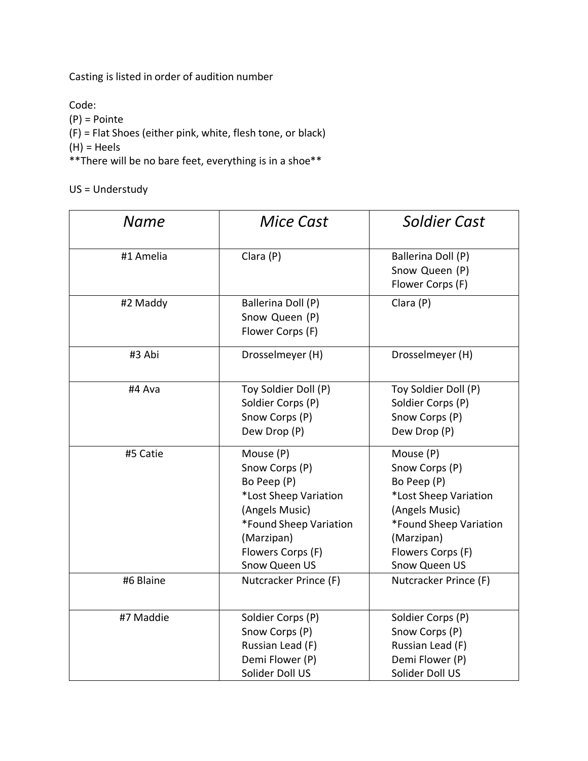Casting is listed in order of audition number

Code:
(P) = Pointe
(F) = Flat Shoes (either pink, white, flesh tone, or black)
(H) = Heels
**There will be no bare feet, everything is in a shoe**

US = Understudy

| *Name* | *Mice Cast* | *Soldier Cast* |
|---|---|---|
| #1 Amelia | Clara (P) | Ballerina Doll (P)<br>Snow Queen (P)<br>Flower Corps (F) |
| #2 Maddy | Ballerina Doll (P)<br>Snow Queen (P)<br>Flower Corps (F) | Clara (P) |
| #3 Abi | Drosselmeyer (H) | Drosselmeyer (H) |
| #4 Ava | Toy Soldier Doll (P)<br>Soldier Corps (P)<br>Snow Corps (P)<br>Dew Drop (P) | Toy Soldier Doll (P)<br>Soldier Corps (P)<br>Snow Corps (P)<br>Dew Drop (P) |
| #5 Catie | Mouse (P)<br>Snow Corps (P)<br>Bo Peep (P)<br>*Lost Sheep Variation (Angels Music)<br>*Found Sheep Variation (Marzipan)<br>Flowers Corps (F)<br>Snow Queen US | Mouse (P)<br>Snow Corps (P)<br>Bo Peep (P)<br>*Lost Sheep Variation (Angels Music)<br>*Found Sheep Variation (Marzipan)<br>Flowers Corps (F)<br>Snow Queen US |
| #6 Blaine | Nutcracker Prince (F) | Nutcracker Prince (F) |
| #7 Maddie | Soldier Corps (P)<br>Snow Corps (P)<br>Russian Lead (F)<br>Demi Flower (P)<br>Solider Doll US | Soldier Corps (P)<br>Snow Corps (P)<br>Russian Lead (F)<br>Demi Flower (P)<br>Solider Doll US |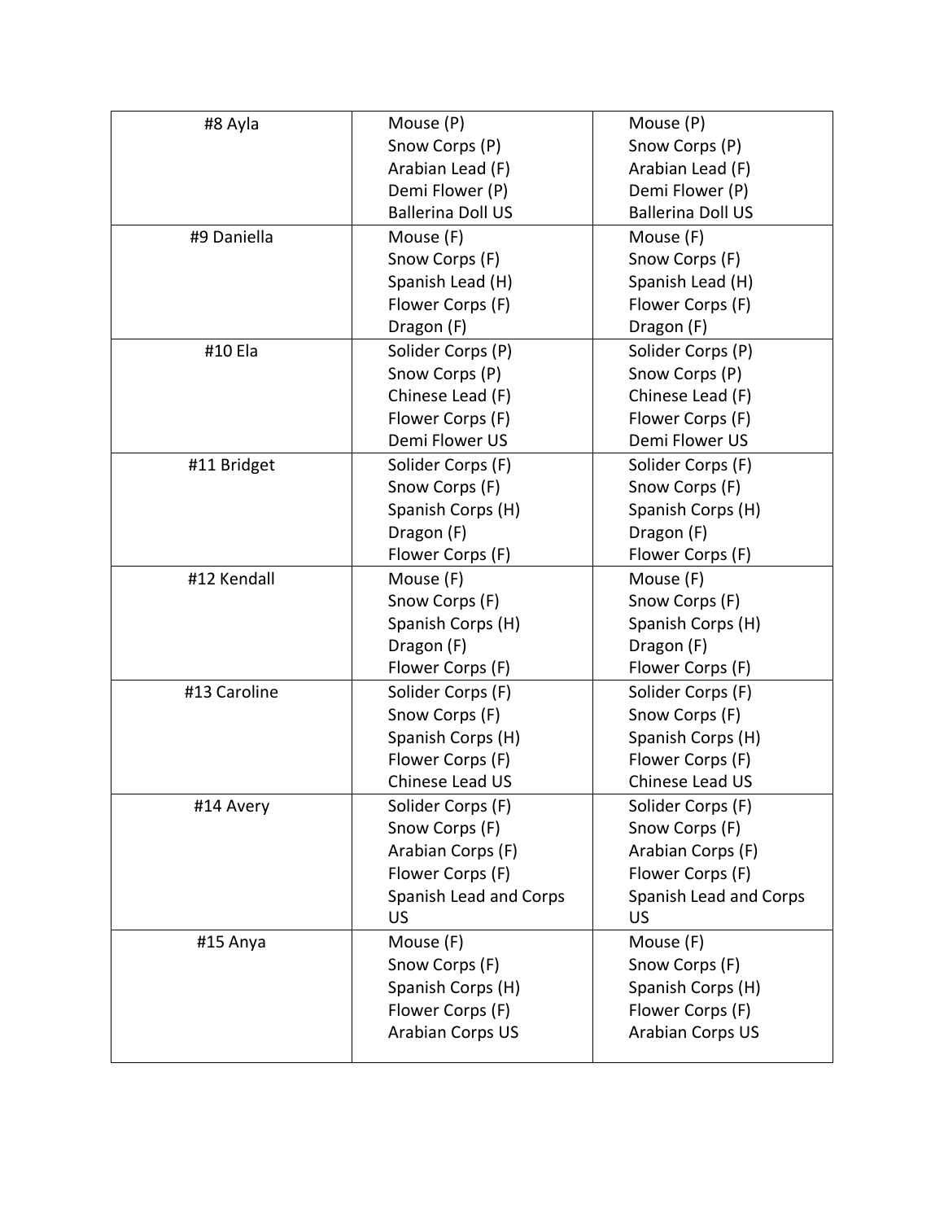| | | |
|---|---|---|
| #8 Ayla | Mouse (P)<br>Snow Corps (P)<br>Arabian Lead (F)<br>Demi Flower (P)<br>Ballerina Doll US | Mouse (P)<br>Snow Corps (P)<br>Arabian Lead (F)<br>Demi Flower (P)<br>Ballerina Doll US |
| #9 Daniella | Mouse (F)<br>Snow Corps (F)<br>Spanish Lead (H)<br>Flower Corps (F)<br>Dragon (F) | Mouse (F)<br>Snow Corps (F)<br>Spanish Lead (H)<br>Flower Corps (F)<br>Dragon (F) |
| #10 Ela | Solider Corps (P)<br>Snow Corps (P)<br>Chinese Lead (F)<br>Flower Corps (F)<br>Demi Flower US | Solider Corps (P)<br>Snow Corps (P)<br>Chinese Lead (F)<br>Flower Corps (F)<br>Demi Flower US |
| #11 Bridget | Solider Corps (F)<br>Snow Corps (F)<br>Spanish Corps (H)<br>Dragon (F)<br>Flower Corps (F) | Solider Corps (F)<br>Snow Corps (F)<br>Spanish Corps (H)<br>Dragon (F)<br>Flower Corps (F) |
| #12 Kendall | Mouse (F)<br>Snow Corps (F)<br>Spanish Corps (H)<br>Dragon (F)<br>Flower Corps (F) | Mouse (F)<br>Snow Corps (F)<br>Spanish Corps (H)<br>Dragon (F)<br>Flower Corps (F) |
| #13 Caroline | Solider Corps (F)<br>Snow Corps (F)<br>Spanish Corps (H)<br>Flower Corps (F)<br>Chinese Lead US | Solider Corps (F)<br>Snow Corps (F)<br>Spanish Corps (H)<br>Flower Corps (F)<br>Chinese Lead US |
| #14 Avery | Solider Corps (F)<br>Snow Corps (F)<br>Arabian Corps (F)<br>Flower Corps (F)<br>Spanish Lead and Corps US | Solider Corps (F)<br>Snow Corps (F)<br>Arabian Corps (F)<br>Flower Corps (F)<br>Spanish Lead and Corps US |
| #15 Anya | Mouse (F)<br>Snow Corps (F)<br>Spanish Corps (H)<br>Flower Corps (F)<br>Arabian Corps US | Mouse (F)<br>Snow Corps (F)<br>Spanish Corps (H)<br>Flower Corps (F)<br>Arabian Corps US |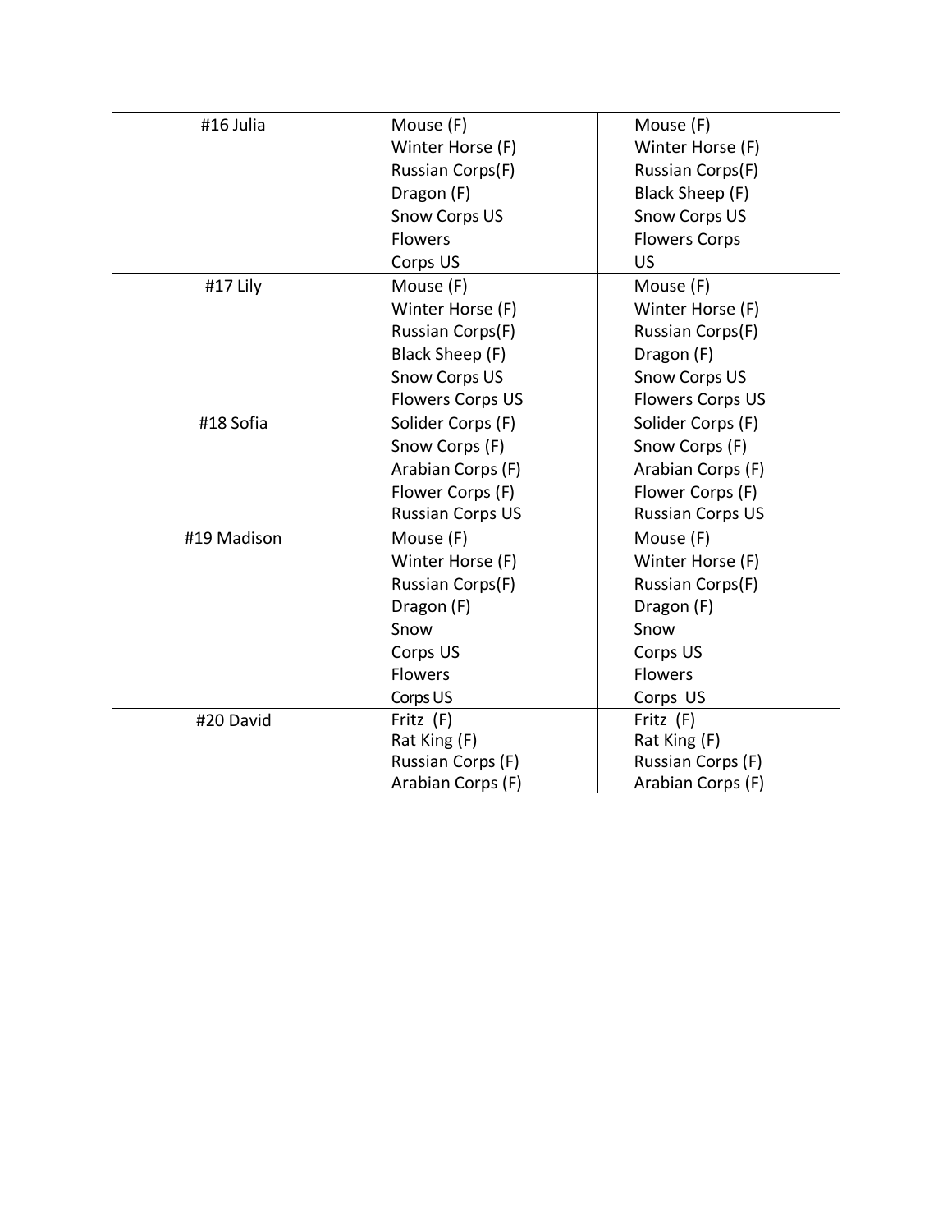| | | |
|---|---|---|
| #16 Julia | Mouse (F)<br>Winter Horse (F)<br>Russian Corps(F)<br>Dragon (F)<br>Snow Corps US<br>Flowers<br>Corps US | Mouse (F)<br>Winter Horse (F)<br>Russian Corps(F)<br>Black Sheep (F)<br>Snow Corps US<br>Flowers Corps<br>US |
| #17 Lily | Mouse (F)<br>Winter Horse (F)<br>Russian Corps(F)<br>Black Sheep (F)<br>Snow Corps US<br>Flowers Corps US | Mouse (F)<br>Winter Horse (F)<br>Russian Corps(F)<br>Dragon (F)<br>Snow Corps US<br>Flowers Corps US |
| #18 Sofia | Solider Corps (F)<br>Snow Corps (F)<br>Arabian Corps (F)<br>Flower Corps (F)<br>Russian Corps US | Solider Corps (F)<br>Snow Corps (F)<br>Arabian Corps (F)<br>Flower Corps (F)<br>Russian Corps US |
| #19 Madison | Mouse (F)<br>Winter Horse (F)<br>Russian Corps(F)<br>Dragon (F)<br>Snow<br>Corps US<br>Flowers<br>Corps US | Mouse (F)<br>Winter Horse (F)<br>Russian Corps(F)<br>Dragon (F)<br>Snow<br>Corps US<br>Flowers<br>Corps US |
| #20 David | Fritz (F)<br>Rat King (F)<br>Russian Corps (F)<br>Arabian Corps (F) | Fritz (F)<br>Rat King (F)<br>Russian Corps (F)<br>Arabian Corps (F) |